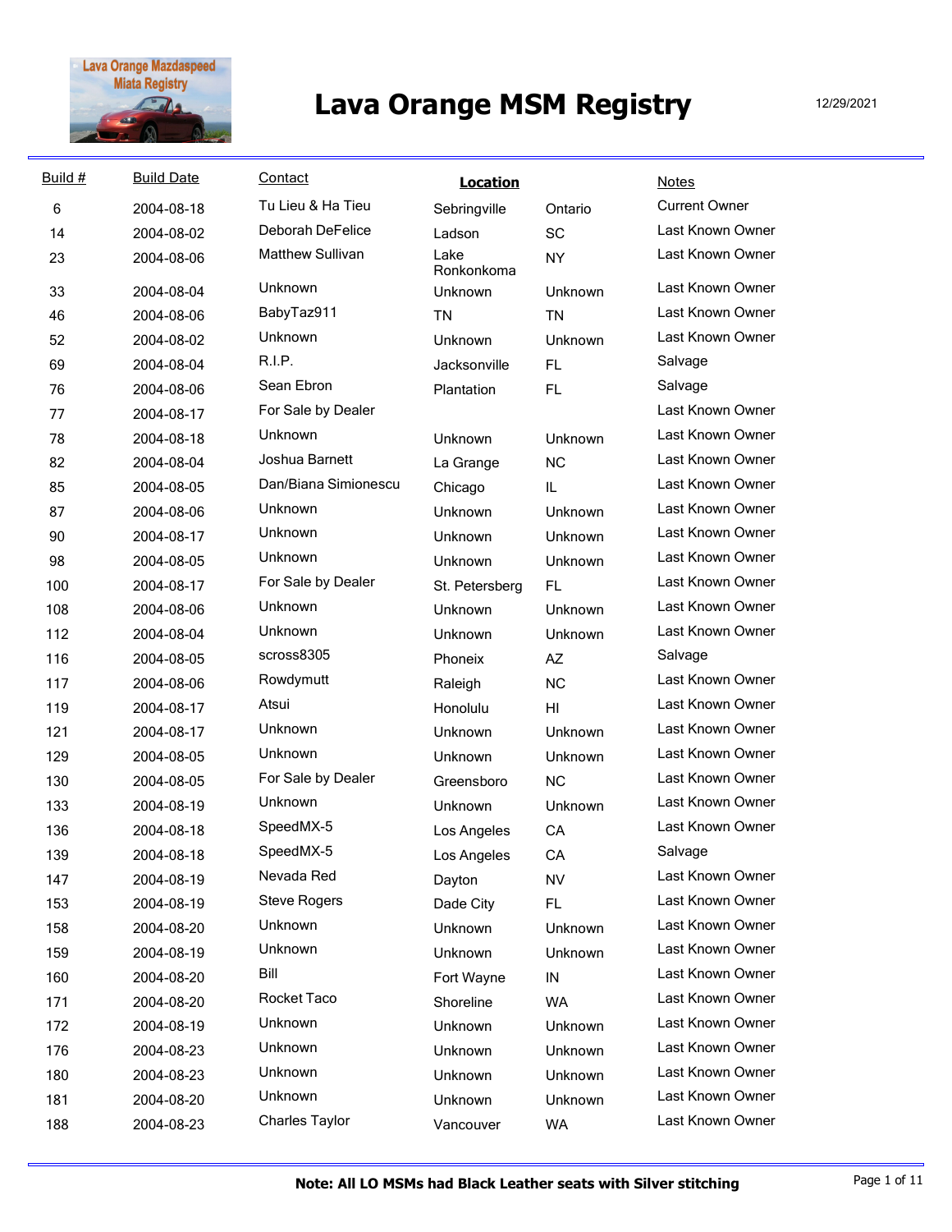# Lava Orange MSM Registry

12/29/2021

| Build # | Build Date | Contact | Location | | Notes |
|---|---|---|---|---|---|
| 6 | 2004-08-18 | Tu Lieu & Ha Tieu | Sebringville | Ontario | Current Owner |
| 14 | 2004-08-02 | Deborah DeFelice | Ladson | SC | Last Known Owner |
| 23 | 2004-08-06 | Matthew Sullivan | Lake Ronkonkoma | NY | Last Known Owner |
| 33 | 2004-08-04 | Unknown | Unknown | Unknown | Last Known Owner |
| 46 | 2004-08-06 | BabyTaz911 | TN | TN | Last Known Owner |
| 52 | 2004-08-02 | Unknown | Unknown | Unknown | Last Known Owner |
| 69 | 2004-08-04 | R.I.P. | Jacksonville | FL | Salvage |
| 76 | 2004-08-06 | Sean Ebron | Plantation | FL | Salvage |
| 77 | 2004-08-17 | For Sale by Dealer | | | Last Known Owner |
| 78 | 2004-08-18 | Unknown | Unknown | Unknown | Last Known Owner |
| 82 | 2004-08-04 | Joshua Barnett | La Grange | NC | Last Known Owner |
| 85 | 2004-08-05 | Dan/Biana Simionescu | Chicago | IL | Last Known Owner |
| 87 | 2004-08-06 | Unknown | Unknown | Unknown | Last Known Owner |
| 90 | 2004-08-17 | Unknown | Unknown | Unknown | Last Known Owner |
| 98 | 2004-08-05 | Unknown | Unknown | Unknown | Last Known Owner |
| 100 | 2004-08-17 | For Sale by Dealer | St. Petersberg | FL | Last Known Owner |
| 108 | 2004-08-06 | Unknown | Unknown | Unknown | Last Known Owner |
| 112 | 2004-08-04 | Unknown | Unknown | Unknown | Last Known Owner |
| 116 | 2004-08-05 | scross8305 | Phoneix | AZ | Salvage |
| 117 | 2004-08-06 | Rowdymutt | Raleigh | NC | Last Known Owner |
| 119 | 2004-08-17 | Atsui | Honolulu | HI | Last Known Owner |
| 121 | 2004-08-17 | Unknown | Unknown | Unknown | Last Known Owner |
| 129 | 2004-08-05 | Unknown | Unknown | Unknown | Last Known Owner |
| 130 | 2004-08-05 | For Sale by Dealer | Greensboro | NC | Last Known Owner |
| 133 | 2004-08-19 | Unknown | Unknown | Unknown | Last Known Owner |
| 136 | 2004-08-18 | SpeedMX-5 | Los Angeles | CA | Last Known Owner |
| 139 | 2004-08-18 | SpeedMX-5 | Los Angeles | CA | Salvage |
| 147 | 2004-08-19 | Nevada Red | Dayton | NV | Last Known Owner |
| 153 | 2004-08-19 | Steve Rogers | Dade City | FL | Last Known Owner |
| 158 | 2004-08-20 | Unknown | Unknown | Unknown | Last Known Owner |
| 159 | 2004-08-19 | Unknown | Unknown | Unknown | Last Known Owner |
| 160 | 2004-08-20 | Bill | Fort Wayne | IN | Last Known Owner |
| 171 | 2004-08-20 | Rocket Taco | Shoreline | WA | Last Known Owner |
| 172 | 2004-08-19 | Unknown | Unknown | Unknown | Last Known Owner |
| 176 | 2004-08-23 | Unknown | Unknown | Unknown | Last Known Owner |
| 180 | 2004-08-23 | Unknown | Unknown | Unknown | Last Known Owner |
| 181 | 2004-08-20 | Unknown | Unknown | Unknown | Last Known Owner |
| 188 | 2004-08-23 | Charles Taylor | Vancouver | WA | Last Known Owner |

**Note: All LO MSMs had Black Leather seats with Silver stitching**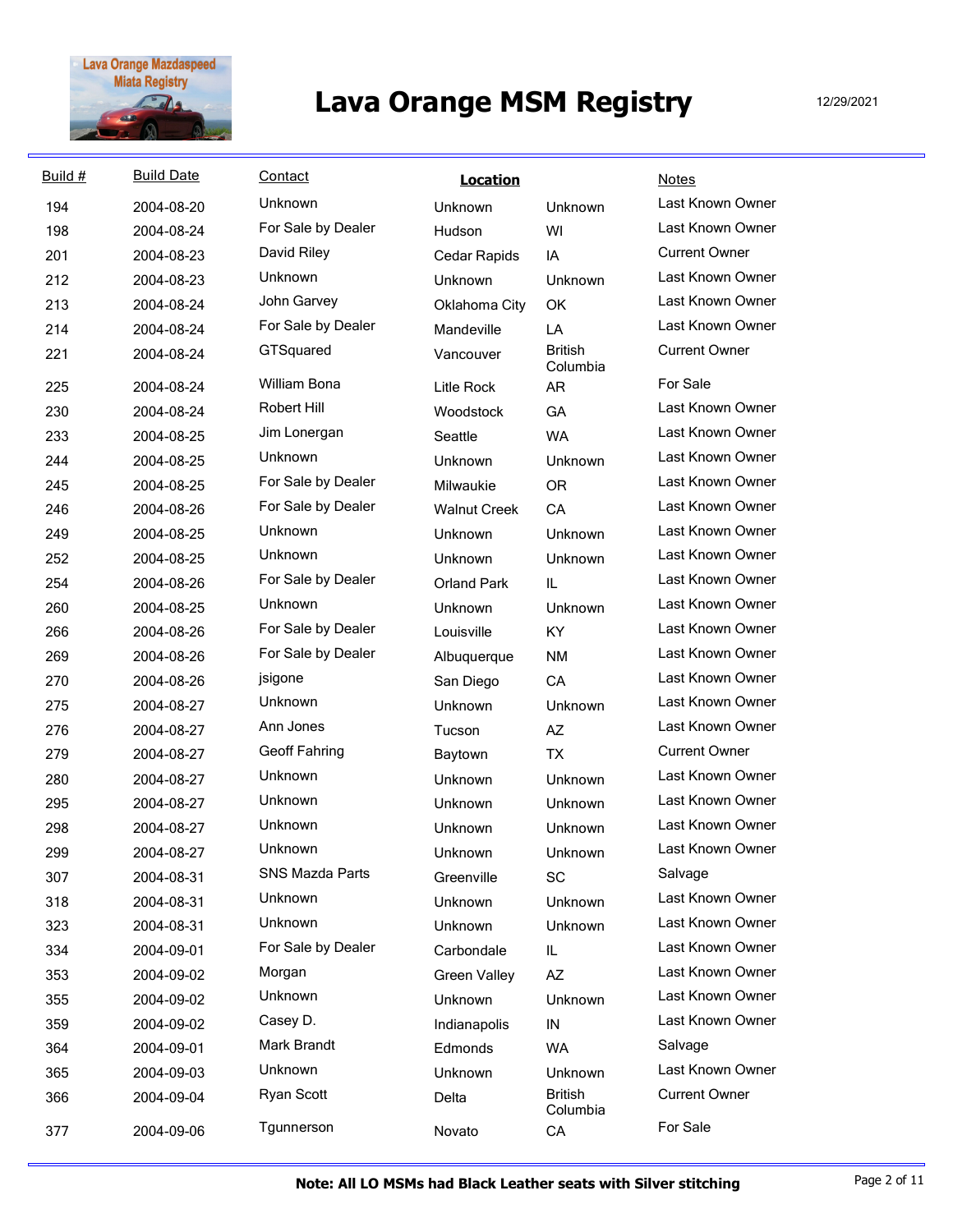# Lava Orange MSM Registry

12/29/2021

| Build # | Build Date | Contact | Location | | Notes |
|---|---|---|---|---|---|
| 194 | 2004-08-20 | Unknown | Unknown | Unknown | Last Known Owner |
| 198 | 2004-08-24 | For Sale by Dealer | Hudson | WI | Last Known Owner |
| 201 | 2004-08-23 | David Riley | Cedar Rapids | IA | Current Owner |
| 212 | 2004-08-23 | Unknown | Unknown | Unknown | Last Known Owner |
| 213 | 2004-08-24 | John Garvey | Oklahoma City | OK | Last Known Owner |
| 214 | 2004-08-24 | For Sale by Dealer | Mandeville | LA | Last Known Owner |
| 221 | 2004-08-24 | GTSquared | Vancouver | British Columbia | Current Owner |
| 225 | 2004-08-24 | William Bona | Lilte Rock | AR | For Sale |
| 230 | 2004-08-24 | Robert Hill | Woodstock | GA | Last Known Owner |
| 233 | 2004-08-25 | Jim Lonergan | Seattle | WA | Last Known Owner |
| 244 | 2004-08-25 | Unknown | Unknown | Unknown | Last Known Owner |
| 245 | 2004-08-25 | For Sale by Dealer | Milwaukie | OR | Last Known Owner |
| 246 | 2004-08-26 | For Sale by Dealer | Walnut Creek | CA | Last Known Owner |
| 249 | 2004-08-25 | Unknown | Unknown | Unknown | Last Known Owner |
| 252 | 2004-08-25 | Unknown | Unknown | Unknown | Last Known Owner |
| 254 | 2004-08-26 | For Sale by Dealer | Orland Park | IL | Last Known Owner |
| 260 | 2004-08-25 | Unknown | Unknown | Unknown | Last Known Owner |
| 266 | 2004-08-26 | For Sale by Dealer | Louisville | KY | Last Known Owner |
| 269 | 2004-08-26 | For Sale by Dealer | Albuquerque | NM | Last Known Owner |
| 270 | 2004-08-26 | jsigone | San Diego | CA | Last Known Owner |
| 275 | 2004-08-27 | Unknown | Unknown | Unknown | Last Known Owner |
| 276 | 2004-08-27 | Ann Jones | Tucson | AZ | Last Known Owner |
| 279 | 2004-08-27 | Geoff Fahring | Baytown | TX | Current Owner |
| 280 | 2004-08-27 | Unknown | Unknown | Unknown | Last Known Owner |
| 295 | 2004-08-27 | Unknown | Unknown | Unknown | Last Known Owner |
| 298 | 2004-08-27 | Unknown | Unknown | Unknown | Last Known Owner |
| 299 | 2004-08-27 | Unknown | Unknown | Unknown | Last Known Owner |
| 307 | 2004-08-31 | SNS Mazda Parts | Greenville | SC | Salvage |
| 318 | 2004-08-31 | Unknown | Unknown | Unknown | Last Known Owner |
| 323 | 2004-08-31 | Unknown | Unknown | Unknown | Last Known Owner |
| 334 | 2004-09-01 | For Sale by Dealer | Carbondale | IL | Last Known Owner |
| 353 | 2004-09-02 | Morgan | Green Valley | AZ | Last Known Owner |
| 355 | 2004-09-02 | Unknown | Unknown | Unknown | Last Known Owner |
| 359 | 2004-09-02 | Casey D. | Indianapolis | IN | Last Known Owner |
| 364 | 2004-09-01 | Mark Brandt | Edmonds | WA | Salvage |
| 365 | 2004-09-03 | Unknown | Unknown | Unknown | Last Known Owner |
| 366 | 2004-09-04 | Ryan Scott | Delta | British Columbia | Current Owner |
| 377 | 2004-09-06 | Tgunnerson | Novato | CA | For Sale |

**Note: All LO MSMs had Black Leather seats with Silver stitching**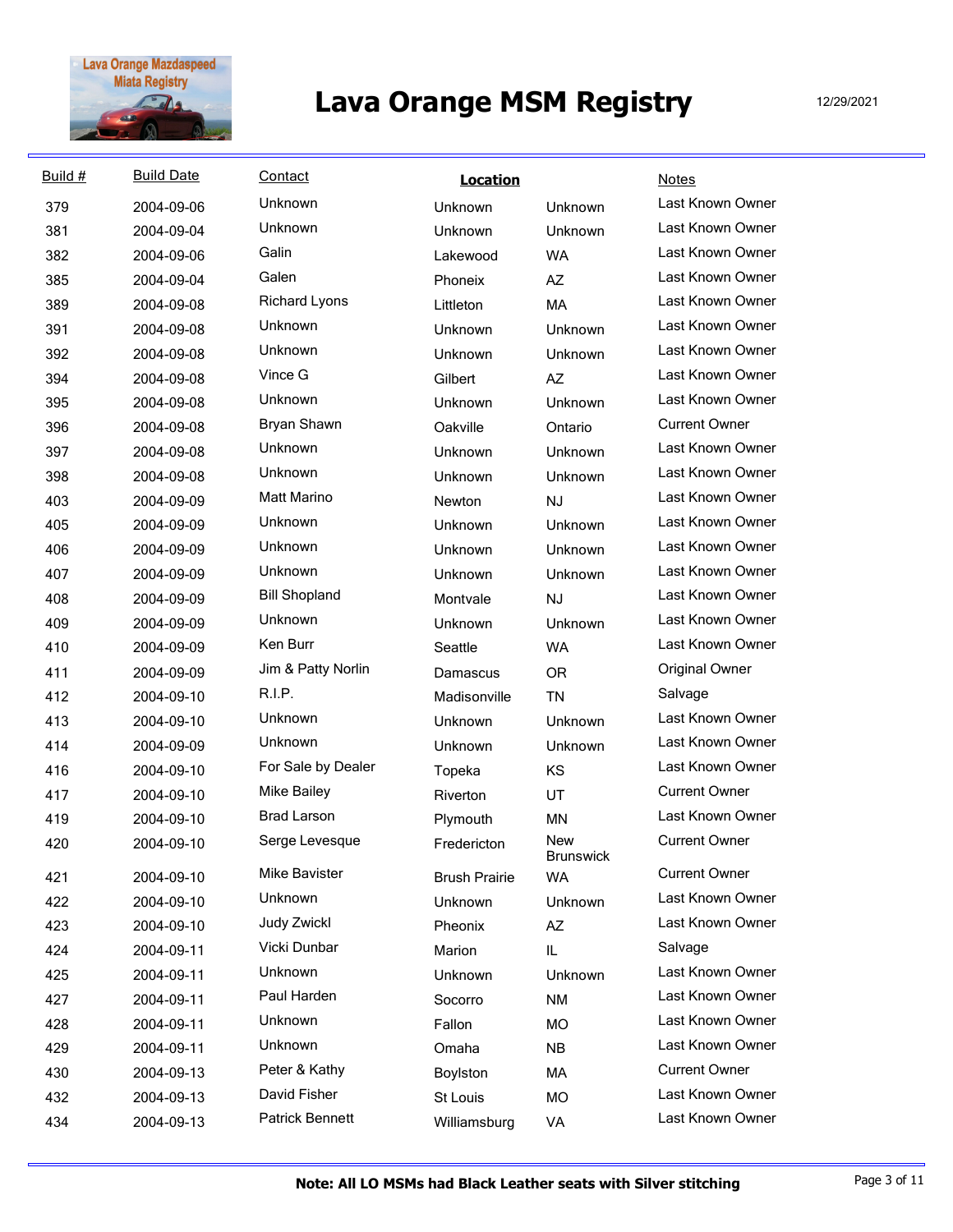# Lava Orange MSM Registry

12/29/2021

| Build # | Build Date | Contact | Location | | Notes |
|---|---|---|---|---|---|
| 379 | 2004-09-06 | Unknown | Unknown | Unknown | Last Known Owner |
| 381 | 2004-09-04 | Unknown | Unknown | Unknown | Last Known Owner |
| 382 | 2004-09-06 | Galin | Lakewood | WA | Last Known Owner |
| 385 | 2004-09-04 | Galen | Phoneix | AZ | Last Known Owner |
| 389 | 2004-09-08 | Richard Lyons | Littleton | MA | Last Known Owner |
| 391 | 2004-09-08 | Unknown | Unknown | Unknown | Last Known Owner |
| 392 | 2004-09-08 | Unknown | Unknown | Unknown | Last Known Owner |
| 394 | 2004-09-08 | Vince G | Gilbert | AZ | Last Known Owner |
| 395 | 2004-09-08 | Unknown | Unknown | Unknown | Last Known Owner |
| 396 | 2004-09-08 | Bryan Shawn | Oakville | Ontario | Current Owner |
| 397 | 2004-09-08 | Unknown | Unknown | Unknown | Last Known Owner |
| 398 | 2004-09-08 | Unknown | Unknown | Unknown | Last Known Owner |
| 403 | 2004-09-09 | Matt Marino | Newton | NJ | Last Known Owner |
| 405 | 2004-09-09 | Unknown | Unknown | Unknown | Last Known Owner |
| 406 | 2004-09-09 | Unknown | Unknown | Unknown | Last Known Owner |
| 407 | 2004-09-09 | Unknown | Unknown | Unknown | Last Known Owner |
| 408 | 2004-09-09 | Bill Shopland | Montvale | NJ | Last Known Owner |
| 409 | 2004-09-09 | Unknown | Unknown | Unknown | Last Known Owner |
| 410 | 2004-09-09 | Ken Burr | Seattle | WA | Last Known Owner |
| 411 | 2004-09-09 | Jim & Patty Norlin | Damascus | OR | Original Owner |
| 412 | 2004-09-10 | R.I.P. | Madisonville | TN | Salvage |
| 413 | 2004-09-10 | Unknown | Unknown | Unknown | Last Known Owner |
| 414 | 2004-09-09 | Unknown | Unknown | Unknown | Last Known Owner |
| 416 | 2004-09-10 | For Sale by Dealer | Topeka | KS | Last Known Owner |
| 417 | 2004-09-10 | Mike Bailey | Riverton | UT | Current Owner |
| 419 | 2004-09-10 | Brad Larson | Plymouth | MN | Last Known Owner |
| 420 | 2004-09-10 | Serge Levesque | Fredericton | New Brunswick | Current Owner |
| 421 | 2004-09-10 | Mike Bavister | Brush Prairie | WA | Current Owner |
| 422 | 2004-09-10 | Unknown | Unknown | Unknown | Last Known Owner |
| 423 | 2004-09-10 | Judy Zwickl | Pheonix | AZ | Last Known Owner |
| 424 | 2004-09-11 | Vicki Dunbar | Marion | IL | Salvage |
| 425 | 2004-09-11 | Unknown | Unknown | Unknown | Last Known Owner |
| 427 | 2004-09-11 | Paul Harden | Socorro | NM | Last Known Owner |
| 428 | 2004-09-11 | Unknown | Fallon | MO | Last Known Owner |
| 429 | 2004-09-11 | Unknown | Omaha | NB | Last Known Owner |
| 430 | 2004-09-13 | Peter & Kathy | Boylston | MA | Current Owner |
| 432 | 2004-09-13 | David Fisher | St Louis | MO | Last Known Owner |
| 434 | 2004-09-13 | Patrick Bennett | Williamsburg | VA | Last Known Owner |

**Note: All LO MSMs had Black Leather seats with Silver stitching**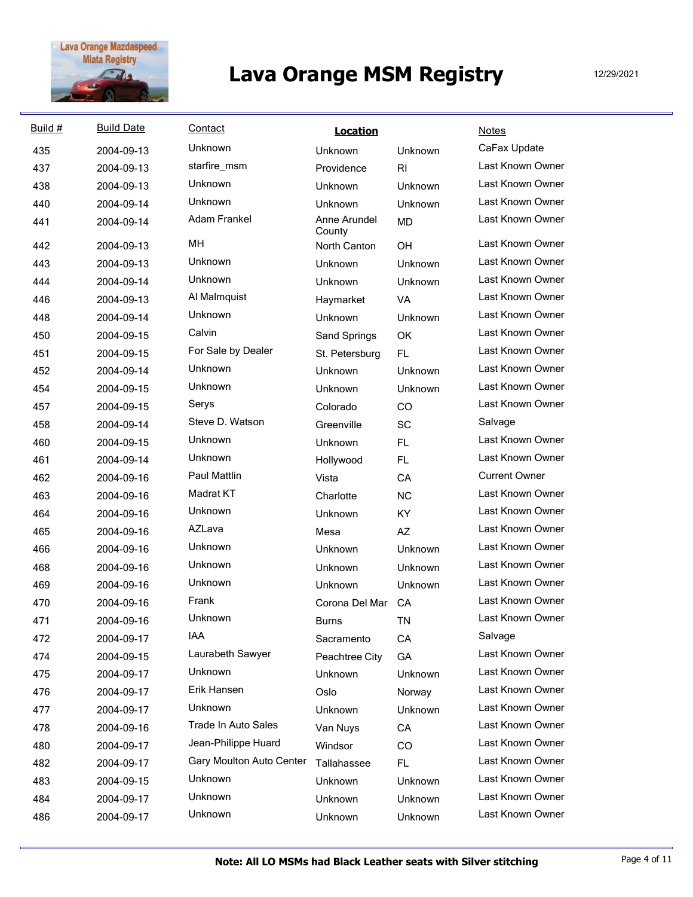# Lava Orange MSM Registry

12/29/2021

| Build # | Build Date | Contact | Location | | Notes |
|---|---|---|---|---|---|
| 435 | 2004-09-13 | Unknown | Unknown | Unknown | CaFax Update |
| 437 | 2004-09-13 | starfire_msm | Providence | RI | Last Known Owner |
| 438 | 2004-09-13 | Unknown | Unknown | Unknown | Last Known Owner |
| 440 | 2004-09-14 | Unknown | Unknown | Unknown | Last Known Owner |
| 441 | 2004-09-14 | Adam Frankel | Anne Arundel County | MD | Last Known Owner |
| 442 | 2004-09-13 | MH | North Canton | OH | Last Known Owner |
| 443 | 2004-09-13 | Unknown | Unknown | Unknown | Last Known Owner |
| 444 | 2004-09-14 | Unknown | Unknown | Unknown | Last Known Owner |
| 446 | 2004-09-13 | Al Malmquist | Haymarket | VA | Last Known Owner |
| 448 | 2004-09-14 | Unknown | Unknown | Unknown | Last Known Owner |
| 450 | 2004-09-15 | Calvin | Sand Springs | OK | Last Known Owner |
| 451 | 2004-09-15 | For Sale by Dealer | St. Petersburg | FL | Last Known Owner |
| 452 | 2004-09-14 | Unknown | Unknown | Unknown | Last Known Owner |
| 454 | 2004-09-15 | Unknown | Unknown | Unknown | Last Known Owner |
| 457 | 2004-09-15 | Serys | Colorado | CO | Last Known Owner |
| 458 | 2004-09-14 | Steve D. Watson | Greenville | SC | Salvage |
| 460 | 2004-09-15 | Unknown | Unknown | FL | Last Known Owner |
| 461 | 2004-09-14 | Unknown | Hollywood | FL | Last Known Owner |
| 462 | 2004-09-16 | Paul Mattlin | Vista | CA | Current Owner |
| 463 | 2004-09-16 | Madrat KT | Charlotte | NC | Last Known Owner |
| 464 | 2004-09-16 | Unknown | Unknown | KY | Last Known Owner |
| 465 | 2004-09-16 | AZLava | Mesa | AZ | Last Known Owner |
| 466 | 2004-09-16 | Unknown | Unknown | Unknown | Last Known Owner |
| 468 | 2004-09-16 | Unknown | Unknown | Unknown | Last Known Owner |
| 469 | 2004-09-16 | Unknown | Unknown | Unknown | Last Known Owner |
| 470 | 2004-09-16 | Frank | Corona Del Mar | CA | Last Known Owner |
| 471 | 2004-09-16 | Unknown | Burns | TN | Last Known Owner |
| 472 | 2004-09-17 | IAA | Sacramento | CA | Salvage |
| 474 | 2004-09-15 | Laurabeth Sawyer | Peachtree City | GA | Last Known Owner |
| 475 | 2004-09-17 | Unknown | Unknown | Unknown | Last Known Owner |
| 476 | 2004-09-17 | Erik Hansen | Oslo | Norway | Last Known Owner |
| 477 | 2004-09-17 | Unknown | Unknown | Unknown | Last Known Owner |
| 478 | 2004-09-16 | Trade In Auto Sales | Van Nuys | CA | Last Known Owner |
| 480 | 2004-09-17 | Jean-Philippe Huard | Windsor | CO | Last Known Owner |
| 482 | 2004-09-17 | Gary Moulton Auto Center | Tallahassee | FL | Last Known Owner |
| 483 | 2004-09-15 | Unknown | Unknown | Unknown | Last Known Owner |
| 484 | 2004-09-17 | Unknown | Unknown | Unknown | Last Known Owner |
| 486 | 2004-09-17 | Unknown | Unknown | Unknown | Last Known Owner |

**Note: All LO MSMs had Black Leather seats with Silver stitching**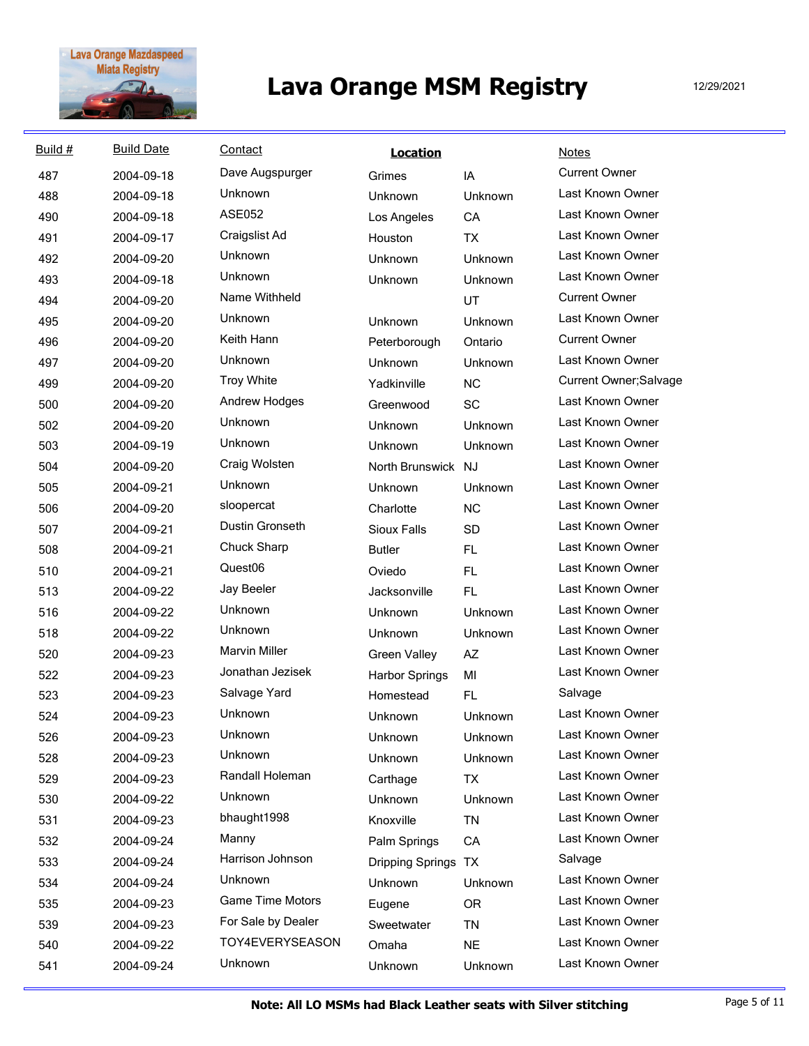# Lava Orange MSM Registry

12/29/2021

| Build # | Build Date | Contact | Location | | Notes |
|---|---|---|---|---|---|
| 487 | 2004-09-18 | Dave Augspurger | Grimes | IA | Current Owner |
| 488 | 2004-09-18 | Unknown | Unknown | Unknown | Last Known Owner |
| 490 | 2004-09-18 | ASE052 | Los Angeles | CA | Last Known Owner |
| 491 | 2004-09-17 | Craigslist Ad | Houston | TX | Last Known Owner |
| 492 | 2004-09-20 | Unknown | Unknown | Unknown | Last Known Owner |
| 493 | 2004-09-18 | Unknown | Unknown | Unknown | Last Known Owner |
| 494 | 2004-09-20 | Name Withheld | | UT | Current Owner |
| 495 | 2004-09-20 | Unknown | Unknown | Unknown | Last Known Owner |
| 496 | 2004-09-20 | Keith Hann | Peterborough | Ontario | Current Owner |
| 497 | 2004-09-20 | Unknown | Unknown | Unknown | Last Known Owner |
| 499 | 2004-09-20 | Troy White | Yadkinville | NC | Current Owner;Salvage |
| 500 | 2004-09-20 | Andrew Hodges | Greenwood | SC | Last Known Owner |
| 502 | 2004-09-20 | Unknown | Unknown | Unknown | Last Known Owner |
| 503 | 2004-09-19 | Unknown | Unknown | Unknown | Last Known Owner |
| 504 | 2004-09-20 | Craig Wolsten | North Brunswick | NJ | Last Known Owner |
| 505 | 2004-09-21 | Unknown | Unknown | Unknown | Last Known Owner |
| 506 | 2004-09-20 | sloopercat | Charlotte | NC | Last Known Owner |
| 507 | 2004-09-21 | Dustin Gronseth | Sioux Falls | SD | Last Known Owner |
| 508 | 2004-09-21 | Chuck Sharp | Butler | FL | Last Known Owner |
| 510 | 2004-09-21 | Quest06 | Oviedo | FL | Last Known Owner |
| 513 | 2004-09-22 | Jay Beeler | Jacksonville | FL | Last Known Owner |
| 516 | 2004-09-22 | Unknown | Unknown | Unknown | Last Known Owner |
| 518 | 2004-09-22 | Unknown | Unknown | Unknown | Last Known Owner |
| 520 | 2004-09-23 | Marvin Miller | Green Valley | AZ | Last Known Owner |
| 522 | 2004-09-23 | Jonathan Jezisek | Harbor Springs | MI | Last Known Owner |
| 523 | 2004-09-23 | Salvage Yard | Homestead | FL | Salvage |
| 524 | 2004-09-23 | Unknown | Unknown | Unknown | Last Known Owner |
| 526 | 2004-09-23 | Unknown | Unknown | Unknown | Last Known Owner |
| 528 | 2004-09-23 | Unknown | Unknown | Unknown | Last Known Owner |
| 529 | 2004-09-23 | Randall Holeman | Carthage | TX | Last Known Owner |
| 530 | 2004-09-22 | Unknown | Unknown | Unknown | Last Known Owner |
| 531 | 2004-09-23 | bhaught1998 | Knoxville | TN | Last Known Owner |
| 532 | 2004-09-24 | Manny | Palm Springs | CA | Last Known Owner |
| 533 | 2004-09-24 | Harrison Johnson | Dripping Springs | TX | Salvage |
| 534 | 2004-09-24 | Unknown | Unknown | Unknown | Last Known Owner |
| 535 | 2004-09-23 | Game Time Motors | Eugene | OR | Last Known Owner |
| 539 | 2004-09-23 | For Sale by Dealer | Sweetwater | TN | Last Known Owner |
| 540 | 2004-09-22 | TOY4EVERYSEASON | Omaha | NE | Last Known Owner |
| 541 | 2004-09-24 | Unknown | Unknown | Unknown | Last Known Owner |

**Note: All LO MSMs had Black Leather seats with Silver stitching**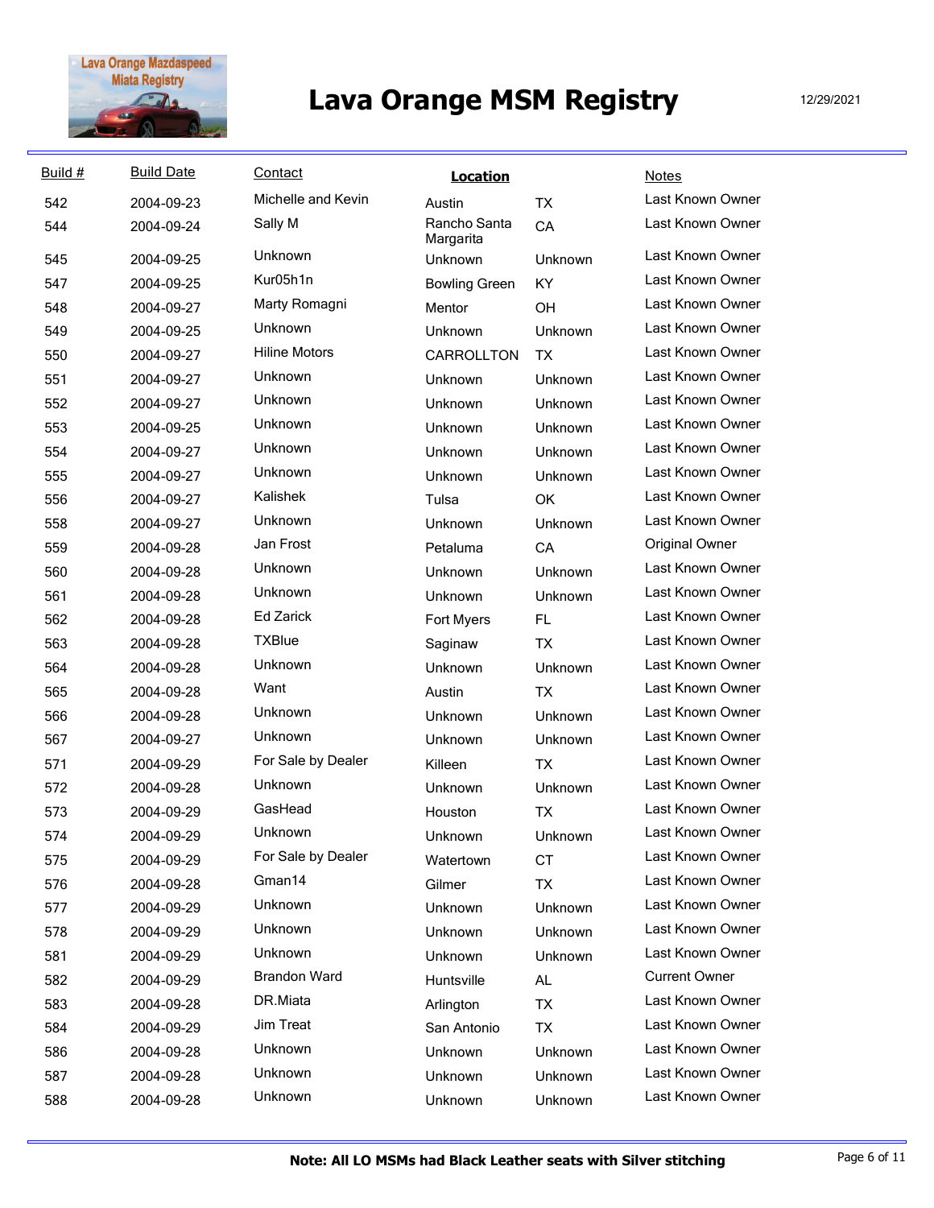# Lava Orange MSM Registry

12/29/2021

| Build # | Build Date | Contact | Location | | Notes |
|---|---|---|---|---|---|
| 542 | 2004-09-23 | Michelle and Kevin | Austin | TX | Last Known Owner |
| 544 | 2004-09-24 | Sally M | Rancho Santa Margarita | CA | Last Known Owner |
| 545 | 2004-09-25 | Unknown | Unknown | Unknown | Last Known Owner |
| 547 | 2004-09-25 | Kur05h1n | Bowling Green | KY | Last Known Owner |
| 548 | 2004-09-27 | Marty Romagni | Mentor | OH | Last Known Owner |
| 549 | 2004-09-25 | Unknown | Unknown | Unknown | Last Known Owner |
| 550 | 2004-09-27 | Hiline Motors | CARROLLTON | TX | Last Known Owner |
| 551 | 2004-09-27 | Unknown | Unknown | Unknown | Last Known Owner |
| 552 | 2004-09-27 | Unknown | Unknown | Unknown | Last Known Owner |
| 553 | 2004-09-25 | Unknown | Unknown | Unknown | Last Known Owner |
| 554 | 2004-09-27 | Unknown | Unknown | Unknown | Last Known Owner |
| 555 | 2004-09-27 | Unknown | Unknown | Unknown | Last Known Owner |
| 556 | 2004-09-27 | Kalishek | Tulsa | OK | Last Known Owner |
| 558 | 2004-09-27 | Unknown | Unknown | Unknown | Last Known Owner |
| 559 | 2004-09-28 | Jan Frost | Petaluma | CA | Original Owner |
| 560 | 2004-09-28 | Unknown | Unknown | Unknown | Last Known Owner |
| 561 | 2004-09-28 | Unknown | Unknown | Unknown | Last Known Owner |
| 562 | 2004-09-28 | Ed Zarick | Fort Myers | FL | Last Known Owner |
| 563 | 2004-09-28 | TXBlue | Saginaw | TX | Last Known Owner |
| 564 | 2004-09-28 | Unknown | Unknown | Unknown | Last Known Owner |
| 565 | 2004-09-28 | Want | Austin | TX | Last Known Owner |
| 566 | 2004-09-28 | Unknown | Unknown | Unknown | Last Known Owner |
| 567 | 2004-09-27 | Unknown | Unknown | Unknown | Last Known Owner |
| 571 | 2004-09-29 | For Sale by Dealer | Killeen | TX | Last Known Owner |
| 572 | 2004-09-28 | Unknown | Unknown | Unknown | Last Known Owner |
| 573 | 2004-09-29 | GasHead | Houston | TX | Last Known Owner |
| 574 | 2004-09-29 | Unknown | Unknown | Unknown | Last Known Owner |
| 575 | 2004-09-29 | For Sale by Dealer | Watertown | CT | Last Known Owner |
| 576 | 2004-09-28 | Gman14 | Gilmer | TX | Last Known Owner |
| 577 | 2004-09-29 | Unknown | Unknown | Unknown | Last Known Owner |
| 578 | 2004-09-29 | Unknown | Unknown | Unknown | Last Known Owner |
| 581 | 2004-09-29 | Unknown | Unknown | Unknown | Last Known Owner |
| 582 | 2004-09-29 | Brandon Ward | Huntsville | AL | Current Owner |
| 583 | 2004-09-28 | DR.Miata | Arlington | TX | Last Known Owner |
| 584 | 2004-09-29 | Jim Treat | San Antonio | TX | Last Known Owner |
| 586 | 2004-09-28 | Unknown | Unknown | Unknown | Last Known Owner |
| 587 | 2004-09-28 | Unknown | Unknown | Unknown | Last Known Owner |
| 588 | 2004-09-28 | Unknown | Unknown | Unknown | Last Known Owner |

**Note: All LO MSMs had Black Leather seats with Silver stitching**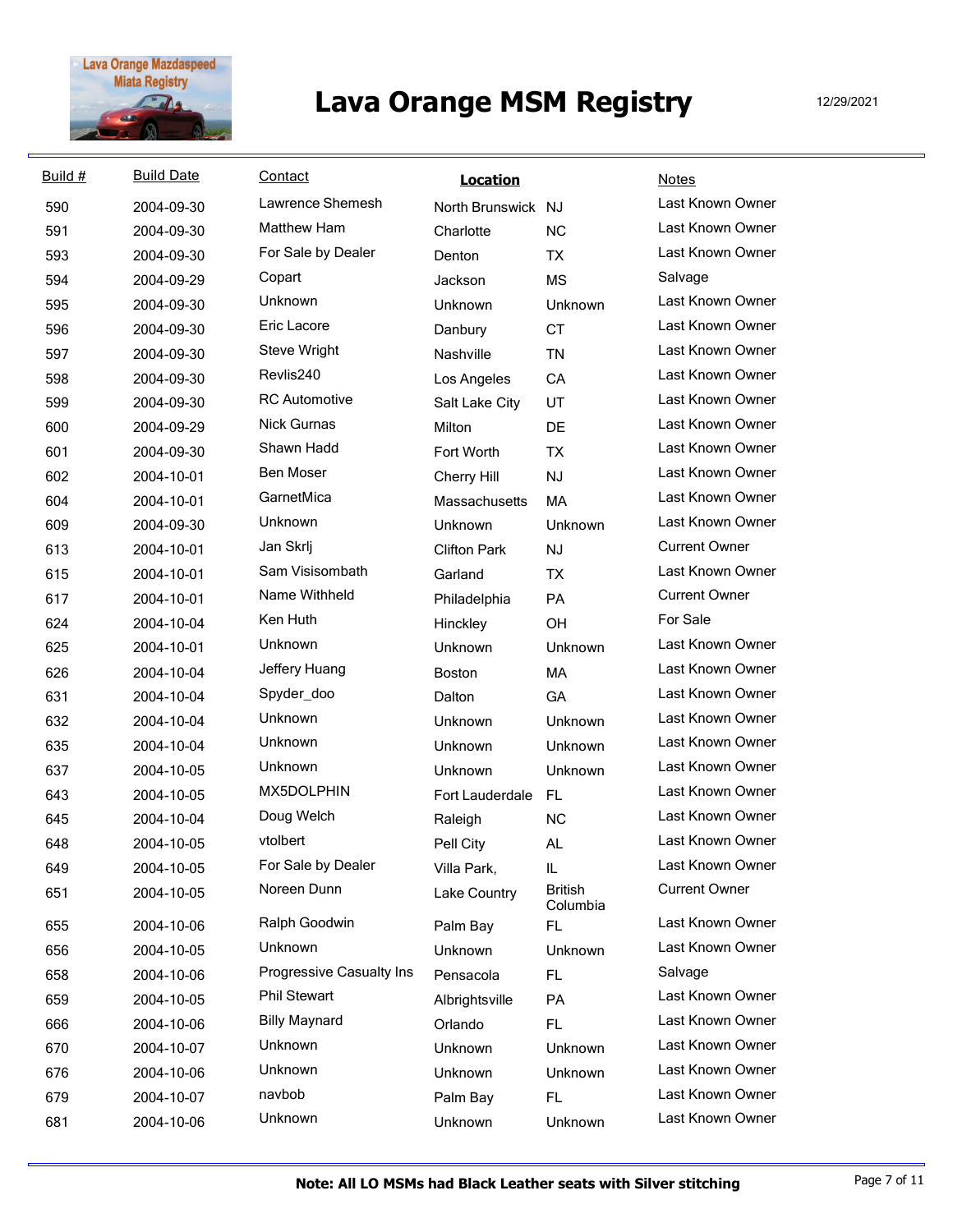# Lava Orange MSM Registry

12/29/2021

| Build # | Build Date | Contact | Location | | Notes |
|---|---|---|---|---|---|
| 590 | 2004-09-30 | Lawrence Shemesh | North Brunswick | NJ | Last Known Owner |
| 591 | 2004-09-30 | Matthew Ham | Charlotte | NC | Last Known Owner |
| 593 | 2004-09-30 | For Sale by Dealer | Denton | TX | Last Known Owner |
| 594 | 2004-09-29 | Copart | Jackson | MS | Salvage |
| 595 | 2004-09-30 | Unknown | Unknown | Unknown | Last Known Owner |
| 596 | 2004-09-30 | Eric Lacore | Danbury | CT | Last Known Owner |
| 597 | 2004-09-30 | Steve Wright | Nashville | TN | Last Known Owner |
| 598 | 2004-09-30 | Revlis240 | Los Angeles | CA | Last Known Owner |
| 599 | 2004-09-30 | RC Automotive | Salt Lake City | UT | Last Known Owner |
| 600 | 2004-09-29 | Nick Gurnas | Milton | DE | Last Known Owner |
| 601 | 2004-09-30 | Shawn Hadd | Fort Worth | TX | Last Known Owner |
| 602 | 2004-10-01 | Ben Moser | Cherry Hill | NJ | Last Known Owner |
| 604 | 2004-10-01 | GarnetMica | Massachusetts | MA | Last Known Owner |
| 609 | 2004-09-30 | Unknown | Unknown | Unknown | Last Known Owner |
| 613 | 2004-10-01 | Jan Skrlj | Clifton Park | NJ | Current Owner |
| 615 | 2004-10-01 | Sam Visisombath | Garland | TX | Last Known Owner |
| 617 | 2004-10-01 | Name Withheld | Philadelphia | PA | Current Owner |
| 624 | 2004-10-04 | Ken Huth | Hinckley | OH | For Sale |
| 625 | 2004-10-01 | Unknown | Unknown | Unknown | Last Known Owner |
| 626 | 2004-10-04 | Jeffery Huang | Boston | MA | Last Known Owner |
| 631 | 2004-10-04 | Spyder_doo | Dalton | GA | Last Known Owner |
| 632 | 2004-10-04 | Unknown | Unknown | Unknown | Last Known Owner |
| 635 | 2004-10-04 | Unknown | Unknown | Unknown | Last Known Owner |
| 637 | 2004-10-05 | Unknown | Unknown | Unknown | Last Known Owner |
| 643 | 2004-10-05 | MX5DOLPHIN | Fort Lauderdale | FL | Last Known Owner |
| 645 | 2004-10-04 | Doug Welch | Raleigh | NC | Last Known Owner |
| 648 | 2004-10-05 | vtolbert | Pell City | AL | Last Known Owner |
| 649 | 2004-10-05 | For Sale by Dealer | Villa Park, | IL | Last Known Owner |
| 651 | 2004-10-05 | Noreen Dunn | Lake Country | British Columbia | Current Owner |
| 655 | 2004-10-06 | Ralph Goodwin | Palm Bay | FL | Last Known Owner |
| 656 | 2004-10-05 | Unknown | Unknown | Unknown | Last Known Owner |
| 658 | 2004-10-06 | Progressive Casualty Ins | Pensacola | FL | Salvage |
| 659 | 2004-10-05 | Phil Stewart | Albrightsville | PA | Last Known Owner |
| 666 | 2004-10-06 | Billy Maynard | Orlando | FL | Last Known Owner |
| 670 | 2004-10-07 | Unknown | Unknown | Unknown | Last Known Owner |
| 676 | 2004-10-06 | Unknown | Unknown | Unknown | Last Known Owner |
| 679 | 2004-10-07 | navbob | Palm Bay | FL | Last Known Owner |
| 681 | 2004-10-06 | Unknown | Unknown | Unknown | Last Known Owner |

**Note: All LO MSMs had Black Leather seats with Silver stitching**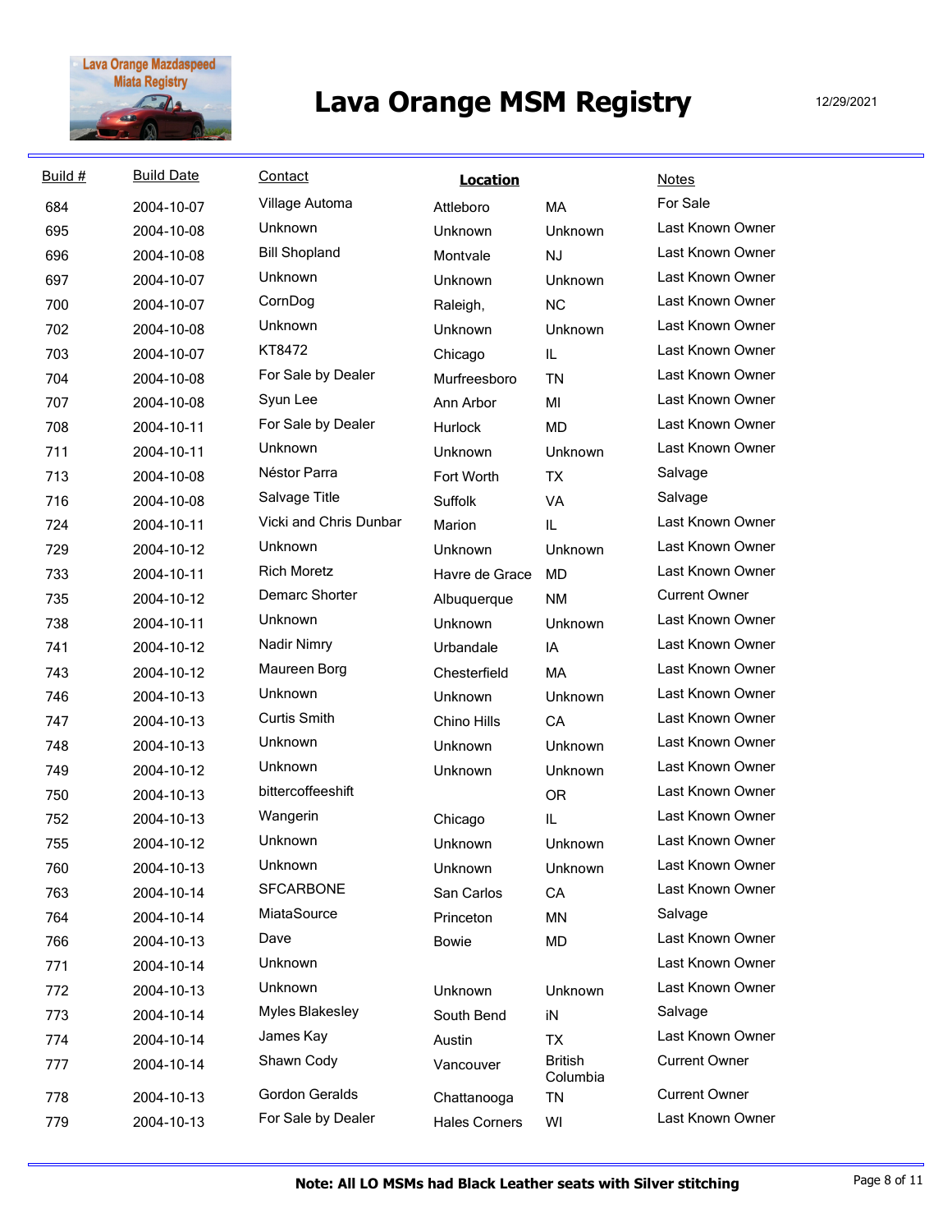# Lava Orange MSM Registry

12/29/2021

| Build # | Build Date | Contact | Location | | Notes |
|---|---|---|---|---|---|
| 684 | 2004-10-07 | Village Automa | Attleboro | MA | For Sale |
| 695 | 2004-10-08 | Unknown | Unknown | Unknown | Last Known Owner |
| 696 | 2004-10-08 | Bill Shopland | Montvale | NJ | Last Known Owner |
| 697 | 2004-10-07 | Unknown | Unknown | Unknown | Last Known Owner |
| 700 | 2004-10-07 | CornDog | Raleigh, | NC | Last Known Owner |
| 702 | 2004-10-08 | Unknown | Unknown | Unknown | Last Known Owner |
| 703 | 2004-10-07 | KT8472 | Chicago | IL | Last Known Owner |
| 704 | 2004-10-08 | For Sale by Dealer | Murfreesboro | TN | Last Known Owner |
| 707 | 2004-10-08 | Syun Lee | Ann Arbor | MI | Last Known Owner |
| 708 | 2004-10-11 | For Sale by Dealer | Hurlock | MD | Last Known Owner |
| 711 | 2004-10-11 | Unknown | Unknown | Unknown | Last Known Owner |
| 713 | 2004-10-08 | Néstor Parra | Fort Worth | TX | Salvage |
| 716 | 2004-10-08 | Salvage Title | Suffolk | VA | Salvage |
| 724 | 2004-10-11 | Vicki and Chris Dunbar | Marion | IL | Last Known Owner |
| 729 | 2004-10-12 | Unknown | Unknown | Unknown | Last Known Owner |
| 733 | 2004-10-11 | Rich Moretz | Havre de Grace | MD | Last Known Owner |
| 735 | 2004-10-12 | Demarc Shorter | Albuquerque | NM | Current Owner |
| 738 | 2004-10-11 | Unknown | Unknown | Unknown | Last Known Owner |
| 741 | 2004-10-12 | Nadir Nimry | Urbandale | IA | Last Known Owner |
| 743 | 2004-10-12 | Maureen Borg | Chesterfield | MA | Last Known Owner |
| 746 | 2004-10-13 | Unknown | Unknown | Unknown | Last Known Owner |
| 747 | 2004-10-13 | Curtis Smith | Chino Hills | CA | Last Known Owner |
| 748 | 2004-10-13 | Unknown | Unknown | Unknown | Last Known Owner |
| 749 | 2004-10-12 | Unknown | Unknown | Unknown | Last Known Owner |
| 750 | 2004-10-13 | bittercoffeeshift | | OR | Last Known Owner |
| 752 | 2004-10-13 | Wangerin | Chicago | IL | Last Known Owner |
| 755 | 2004-10-12 | Unknown | Unknown | Unknown | Last Known Owner |
| 760 | 2004-10-13 | Unknown | Unknown | Unknown | Last Known Owner |
| 763 | 2004-10-14 | SFCARBONE | San Carlos | CA | Last Known Owner |
| 764 | 2004-10-14 | MiataSource | Princeton | MN | Salvage |
| 766 | 2004-10-13 | Dave | Bowie | MD | Last Known Owner |
| 771 | 2004-10-14 | Unknown | | | Last Known Owner |
| 772 | 2004-10-13 | Unknown | Unknown | Unknown | Last Known Owner |
| 773 | 2004-10-14 | Myles Blakesley | South Bend | iN | Salvage |
| 774 | 2004-10-14 | James Kay | Austin | TX | Last Known Owner |
| 777 | 2004-10-14 | Shawn Cody | Vancouver | British Columbia | Current Owner |
| 778 | 2004-10-13 | Gordon Geralds | Chattanooga | TN | Current Owner |
| 779 | 2004-10-13 | For Sale by Dealer | Hales Corners | WI | Last Known Owner |

**Note: All LO MSMs had Black Leather seats with Silver stitching**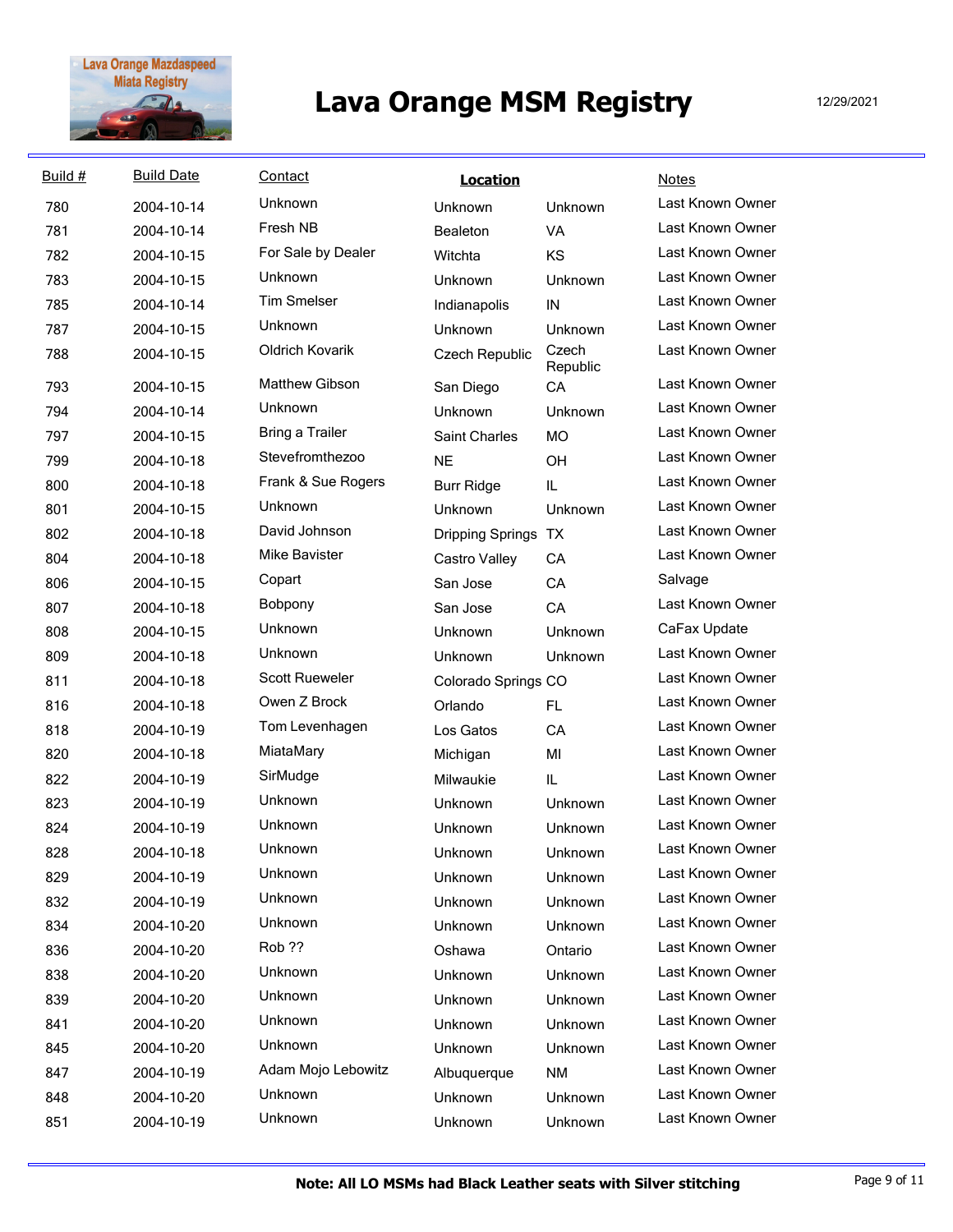# Lava Orange MSM Registry

12/29/2021

| Build # | Build Date | Contact | Location | | Notes |
|---|---|---|---|---|---|
| 780 | 2004-10-14 | Unknown | Unknown | Unknown | Last Known Owner |
| 781 | 2004-10-14 | Fresh NB | Bealeton | VA | Last Known Owner |
| 782 | 2004-10-15 | For Sale by Dealer | Witchta | KS | Last Known Owner |
| 783 | 2004-10-15 | Unknown | Unknown | Unknown | Last Known Owner |
| 785 | 2004-10-14 | Tim Smelser | Indianapolis | IN | Last Known Owner |
| 787 | 2004-10-15 | Unknown | Unknown | Unknown | Last Known Owner |
| 788 | 2004-10-15 | Oldrich Kovarik | Czech Republic | Czech Republic | Last Known Owner |
| 793 | 2004-10-15 | Matthew Gibson | San Diego | CA | Last Known Owner |
| 794 | 2004-10-14 | Unknown | Unknown | Unknown | Last Known Owner |
| 797 | 2004-10-15 | Bring a Trailer | Saint Charles | MO | Last Known Owner |
| 799 | 2004-10-18 | Stevefromthezoo | NE | OH | Last Known Owner |
| 800 | 2004-10-18 | Frank & Sue Rogers | Burr Ridge | IL | Last Known Owner |
| 801 | 2004-10-15 | Unknown | Unknown | Unknown | Last Known Owner |
| 802 | 2004-10-18 | David Johnson | Dripping Springs | TX | Last Known Owner |
| 804 | 2004-10-18 | Mike Bavister | Castro Valley | CA | Last Known Owner |
| 806 | 2004-10-15 | Copart | San Jose | CA | Salvage |
| 807 | 2004-10-18 | Bobpony | San Jose | CA | Last Known Owner |
| 808 | 2004-10-15 | Unknown | Unknown | Unknown | CaFax Update |
| 809 | 2004-10-18 | Unknown | Unknown | Unknown | Last Known Owner |
| 811 | 2004-10-18 | Scott Rueweler | Colorado Springs | CO | Last Known Owner |
| 816 | 2004-10-18 | Owen Z Brock | Orlando | FL | Last Known Owner |
| 818 | 2004-10-19 | Tom Levenhagen | Los Gatos | CA | Last Known Owner |
| 820 | 2004-10-18 | MiataMary | Michigan | MI | Last Known Owner |
| 822 | 2004-10-19 | SirMudge | Milwaukie | IL | Last Known Owner |
| 823 | 2004-10-19 | Unknown | Unknown | Unknown | Last Known Owner |
| 824 | 2004-10-19 | Unknown | Unknown | Unknown | Last Known Owner |
| 828 | 2004-10-18 | Unknown | Unknown | Unknown | Last Known Owner |
| 829 | 2004-10-19 | Unknown | Unknown | Unknown | Last Known Owner |
| 832 | 2004-10-19 | Unknown | Unknown | Unknown | Last Known Owner |
| 834 | 2004-10-20 | Unknown | Unknown | Unknown | Last Known Owner |
| 836 | 2004-10-20 | Rob ?? | Oshawa | Ontario | Last Known Owner |
| 838 | 2004-10-20 | Unknown | Unknown | Unknown | Last Known Owner |
| 839 | 2004-10-20 | Unknown | Unknown | Unknown | Last Known Owner |
| 841 | 2004-10-20 | Unknown | Unknown | Unknown | Last Known Owner |
| 845 | 2004-10-20 | Unknown | Unknown | Unknown | Last Known Owner |
| 847 | 2004-10-19 | Adam Mojo Lebowitz | Albuquerque | NM | Last Known Owner |
| 848 | 2004-10-20 | Unknown | Unknown | Unknown | Last Known Owner |
| 851 | 2004-10-19 | Unknown | Unknown | Unknown | Last Known Owner |

**Note: All LO MSMs had Black Leather seats with Silver stitching**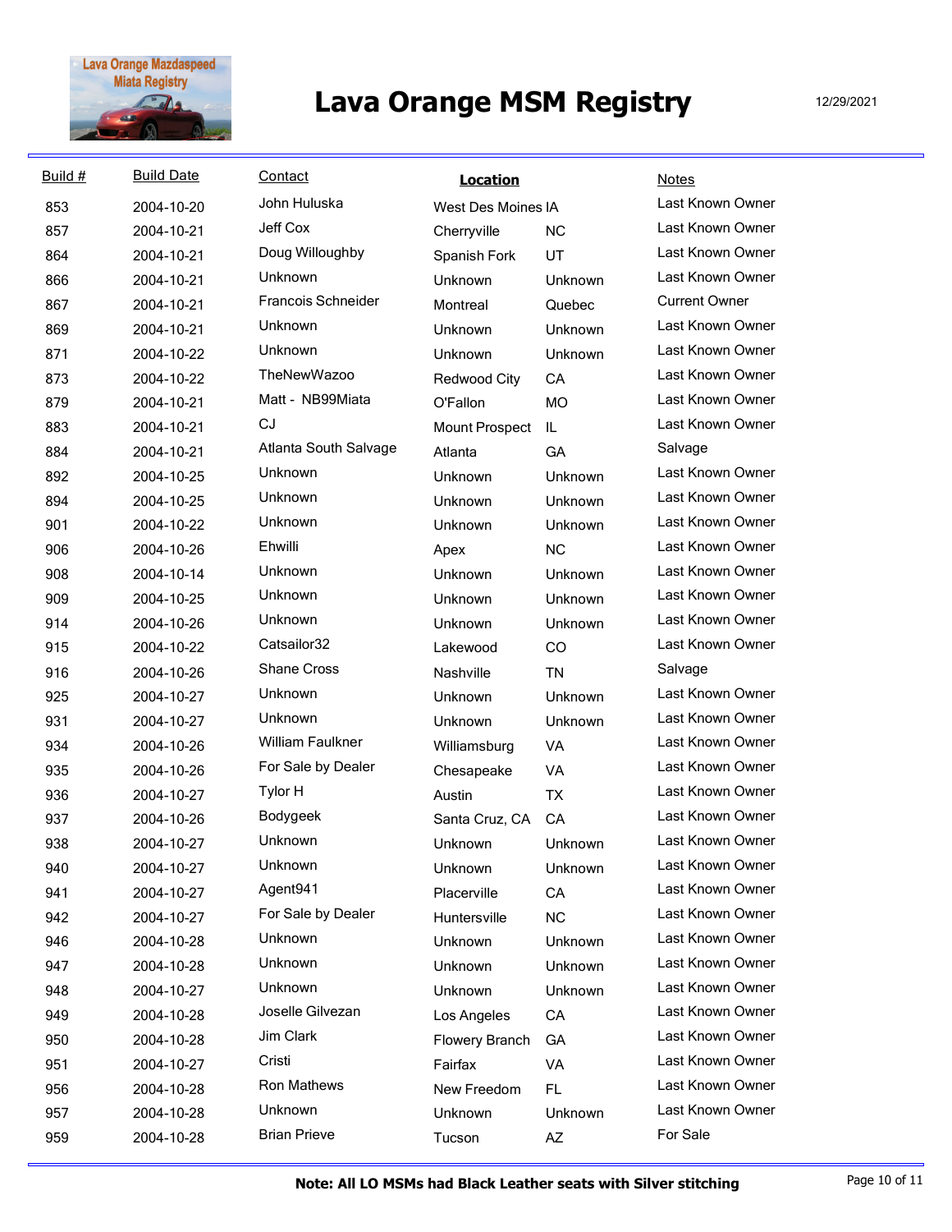# Lava Orange MSM Registry

12/29/2021

| Build # | Build Date | Contact | Location | | Notes |
|---|---|---|---|---|---|
| 853 | 2004-10-20 | John Huluska | West Des Moines | IA | Last Known Owner |
| 857 | 2004-10-21 | Jeff Cox | Cherryville | NC | Last Known Owner |
| 864 | 2004-10-21 | Doug Willoughby | Spanish Fork | UT | Last Known Owner |
| 866 | 2004-10-21 | Unknown | Unknown | Unknown | Last Known Owner |
| 867 | 2004-10-21 | Francois Schneider | Montreal | Quebec | Current Owner |
| 869 | 2004-10-21 | Unknown | Unknown | Unknown | Last Known Owner |
| 871 | 2004-10-22 | Unknown | Unknown | Unknown | Last Known Owner |
| 873 | 2004-10-22 | TheNewWazoo | Redwood City | CA | Last Known Owner |
| 879 | 2004-10-21 | Matt - NB99Miata | O'Fallon | MO | Last Known Owner |
| 883 | 2004-10-21 | CJ | Mount Prospect | IL | Last Known Owner |
| 884 | 2004-10-21 | Atlanta South Salvage | Atlanta | GA | Salvage |
| 892 | 2004-10-25 | Unknown | Unknown | Unknown | Last Known Owner |
| 894 | 2004-10-25 | Unknown | Unknown | Unknown | Last Known Owner |
| 901 | 2004-10-22 | Unknown | Unknown | Unknown | Last Known Owner |
| 906 | 2004-10-26 | Ehwilli | Apex | NC | Last Known Owner |
| 908 | 2004-10-14 | Unknown | Unknown | Unknown | Last Known Owner |
| 909 | 2004-10-25 | Unknown | Unknown | Unknown | Last Known Owner |
| 914 | 2004-10-26 | Unknown | Unknown | Unknown | Last Known Owner |
| 915 | 2004-10-22 | Catsailor32 | Lakewood | CO | Last Known Owner |
| 916 | 2004-10-26 | Shane Cross | Nashville | TN | Salvage |
| 925 | 2004-10-27 | Unknown | Unknown | Unknown | Last Known Owner |
| 931 | 2004-10-27 | Unknown | Unknown | Unknown | Last Known Owner |
| 934 | 2004-10-26 | William Faulkner | Williamsburg | VA | Last Known Owner |
| 935 | 2004-10-26 | For Sale by Dealer | Chesapeake | VA | Last Known Owner |
| 936 | 2004-10-27 | Tylor H | Austin | TX | Last Known Owner |
| 937 | 2004-10-26 | Bodygeek | Santa Cruz, CA | CA | Last Known Owner |
| 938 | 2004-10-27 | Unknown | Unknown | Unknown | Last Known Owner |
| 940 | 2004-10-27 | Unknown | Unknown | Unknown | Last Known Owner |
| 941 | 2004-10-27 | Agent941 | Placerville | CA | Last Known Owner |
| 942 | 2004-10-27 | For Sale by Dealer | Huntersville | NC | Last Known Owner |
| 946 | 2004-10-28 | Unknown | Unknown | Unknown | Last Known Owner |
| 947 | 2004-10-28 | Unknown | Unknown | Unknown | Last Known Owner |
| 948 | 2004-10-27 | Unknown | Unknown | Unknown | Last Known Owner |
| 949 | 2004-10-28 | Joselle Gilvezan | Los Angeles | CA | Last Known Owner |
| 950 | 2004-10-28 | Jim Clark | Flowery Branch | GA | Last Known Owner |
| 951 | 2004-10-27 | Cristi | Fairfax | VA | Last Known Owner |
| 956 | 2004-10-28 | Ron Mathews | New Freedom | FL | Last Known Owner |
| 957 | 2004-10-28 | Unknown | Unknown | Unknown | Last Known Owner |
| 959 | 2004-10-28 | Brian Prieve | Tucson | AZ | For Sale |

**Note: All LO MSMs had Black Leather seats with Silver stitching**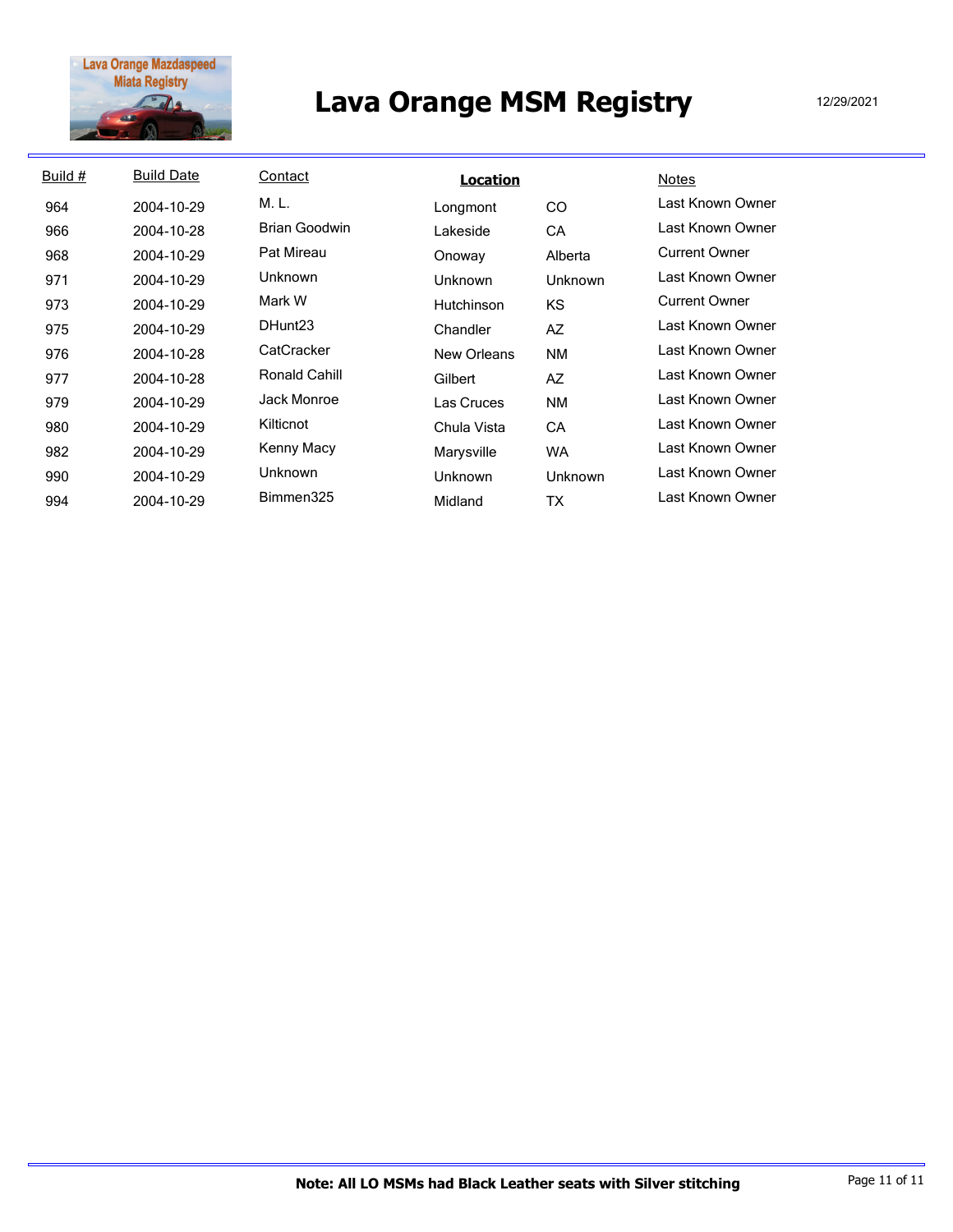| Build # | Build Date | Contact | Location | | Notes |
|---|---|---|---|---|---|
| 964 | 2004-10-29 | M. L. | Longmont | CO | Last Known Owner |
| 966 | 2004-10-28 | Brian Goodwin | Lakeside | CA | Last Known Owner |
| 968 | 2004-10-29 | Pat Mireau | Onoway | Alberta | Current Owner |
| 971 | 2004-10-29 | Unknown | Unknown | Unknown | Last Known Owner |
| 973 | 2004-10-29 | Mark W | Hutchinson | KS | Current Owner |
| 975 | 2004-10-29 | DHunt23 | Chandler | AZ | Last Known Owner |
| 976 | 2004-10-28 | CatCracker | New Orleans | NM | Last Known Owner |
| 977 | 2004-10-28 | Ronald Cahill | Gilbert | AZ | Last Known Owner |
| 979 | 2004-10-29 | Jack Monroe | Las Cruces | NM | Last Known Owner |
| 980 | 2004-10-29 | Kilticnot | Chula Vista | CA | Last Known Owner |
| 982 | 2004-10-29 | Kenny Macy | Marysville | WA | Last Known Owner |
| 990 | 2004-10-29 | Unknown | Unknown | Unknown | Last Known Owner |
| 994 | 2004-10-29 | Bimmen325 | Midland | TX | Last Known Owner |

**Note: All LO MSMs had Black Leather seats with Silver stitching**